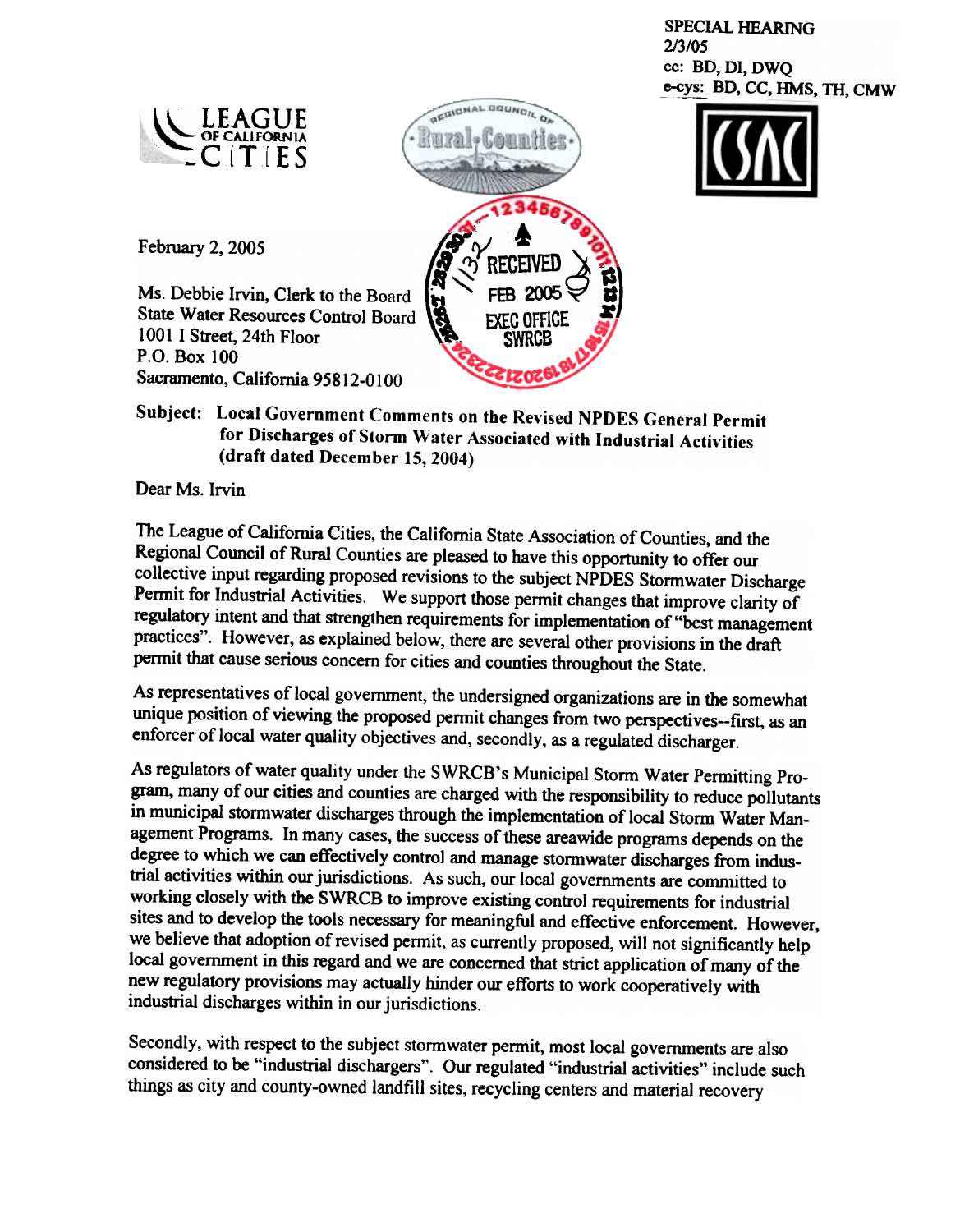SPECIAL HEARING
2/3/05
cc: BD, DI, DWQ
e-cys: BD, CC, HMS, TH, CMW

LEAGUE OF CALIFORNIA CITIES

REGIONAL COUNCIL OF Rural Counties

CSAC

RECEIVED
FEB 2005
EXEC OFFICE
SWRCB

February 2, 2005

Ms. Debbie Irvin, Clerk to the Board
State Water Resources Control Board
1001 I Street, 24th Floor
P.O. Box 100
Sacramento, California 95812-0100

**Subject: Local Government Comments on the Revised NPDES General Permit for Discharges of Storm Water Associated with Industrial Activities (draft dated December 15, 2004)**

Dear Ms. Irvin

The League of California Cities, the California State Association of Counties, and the Regional Council of Rural Counties are pleased to have this opportunity to offer our collective input regarding proposed revisions to the subject NPDES Stormwater Discharge Permit for Industrial Activities. We support those permit changes that improve clarity of regulatory intent and that strengthen requirements for implementation of "best management practices". However, as explained below, there are several other provisions in the draft permit that cause serious concern for cities and counties throughout the State.

As representatives of local government, the undersigned organizations are in the somewhat unique position of viewing the proposed permit changes from two perspectives--first, as an enforcer of local water quality objectives and, secondly, as a regulated discharger.

As regulators of water quality under the SWRCB's Municipal Storm Water Permitting Program, many of our cities and counties are charged with the responsibility to reduce pollutants in municipal stormwater discharges through the implementation of local Storm Water Management Programs. In many cases, the success of these areawide programs depends on the degree to which we can effectively control and manage stormwater discharges from industrial activities within our jurisdictions. As such, our local governments are committed to working closely with the SWRCB to improve existing control requirements for industrial sites and to develop the tools necessary for meaningful and effective enforcement. However, we believe that adoption of revised permit, as currently proposed, will not significantly help local government in this regard and we are concerned that strict application of many of the new regulatory provisions may actually hinder our efforts to work cooperatively with industrial discharges within in our jurisdictions.

Secondly, with respect to the subject stormwater permit, most local governments are also considered to be "industrial dischargers". Our regulated "industrial activities" include such things as city and county-owned landfill sites, recycling centers and material recovery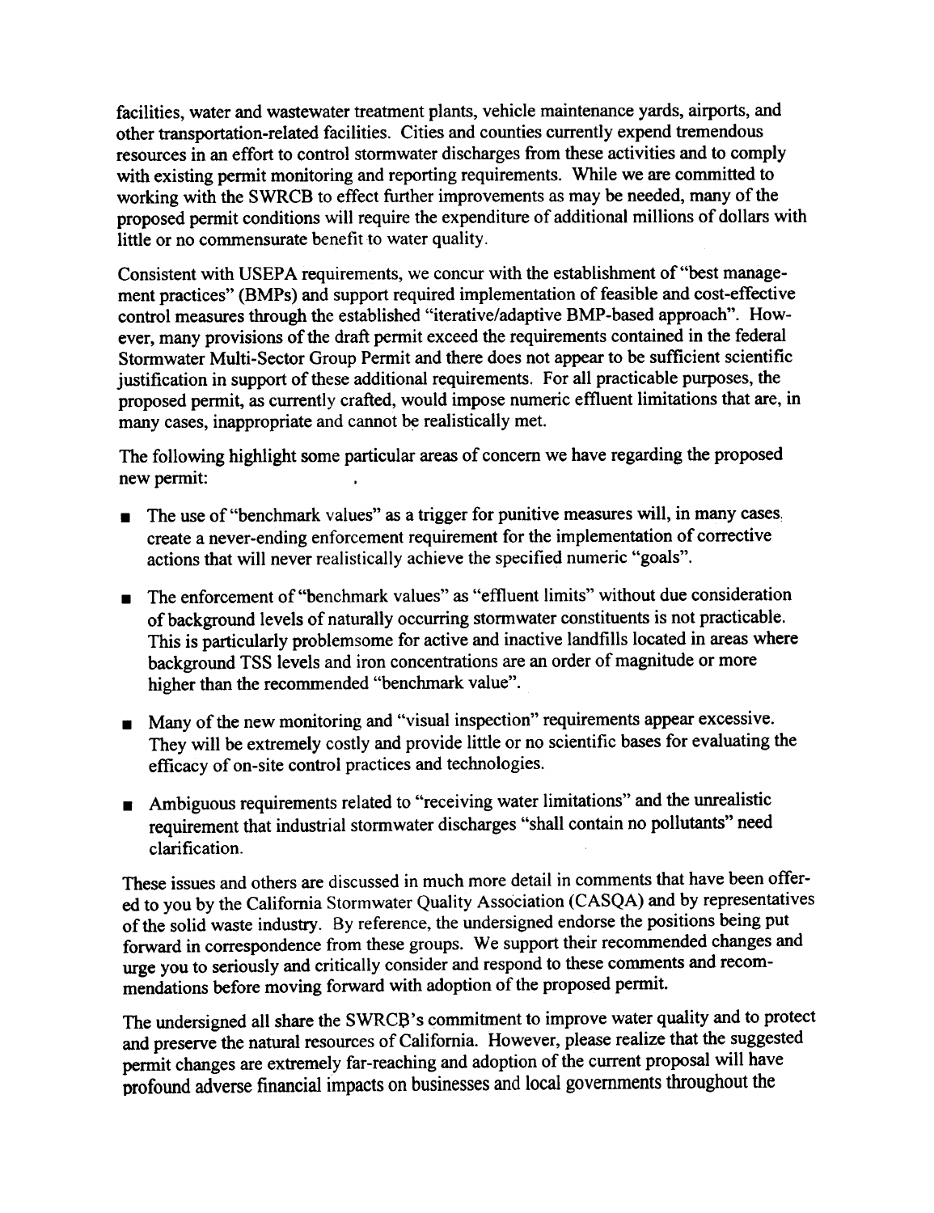facilities, water and wastewater treatment plants, vehicle maintenance yards, airports, and other transportation-related facilities. Cities and counties currently expend tremendous resources in an effort to control stormwater discharges from these activities and to comply with existing permit monitoring and reporting requirements. While we are committed to working with the SWRCB to effect further improvements as may be needed, many of the proposed permit conditions will require the expenditure of additional millions of dollars with little or no commensurate benefit to water quality.

Consistent with USEPA requirements, we concur with the establishment of "best management practices" (BMPs) and support required implementation of feasible and cost-effective control measures through the established "iterative/adaptive BMP-based approach". However, many provisions of the draft permit exceed the requirements contained in the federal Stormwater Multi-Sector Group Permit and there does not appear to be sufficient scientific justification in support of these additional requirements. For all practicable purposes, the proposed permit, as currently crafted, would impose numeric effluent limitations that are, in many cases, inappropriate and cannot be realistically met.

The following highlight some particular areas of concern we have regarding the proposed new permit:

- The use of "benchmark values" as a trigger for punitive measures will, in many cases create a never-ending enforcement requirement for the implementation of corrective actions that will never realistically achieve the specified numeric "goals".
- The enforcement of "benchmark values" as "effluent limits" without due consideration of background levels of naturally occurring stormwater constituents is not practicable. This is particularly problemsome for active and inactive landfills located in areas where background TSS levels and iron concentrations are an order of magnitude or more higher than the recommended "benchmark value".
- Many of the new monitoring and "visual inspection" requirements appear excessive. They will be extremely costly and provide little or no scientific bases for evaluating the efficacy of on-site control practices and technologies.
- Ambiguous requirements related to "receiving water limitations" and the unrealistic requirement that industrial stormwater discharges "shall contain no pollutants" need clarification.

These issues and others are discussed in much more detail in comments that have been offered to you by the California Stormwater Quality Association (CASQA) and by representatives of the solid waste industry. By reference, the undersigned endorse the positions being put forward in correspondence from these groups. We support their recommended changes and urge you to seriously and critically consider and respond to these comments and recommendations before moving forward with adoption of the proposed permit.

The undersigned all share the SWRCB's commitment to improve water quality and to protect and preserve the natural resources of California. However, please realize that the suggested permit changes are extremely far-reaching and adoption of the current proposal will have profound adverse financial impacts on businesses and local governments throughout the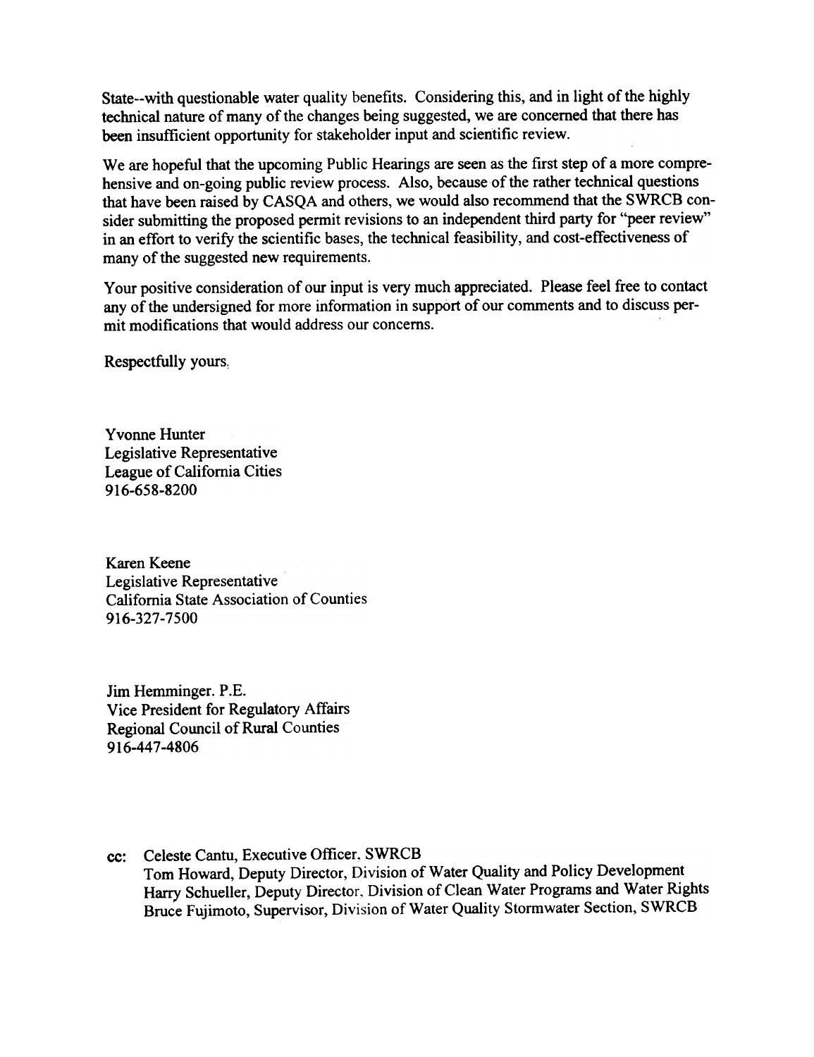State--with questionable water quality benefits. Considering this, and in light of the highly technical nature of many of the changes being suggested, we are concerned that there has been insufficient opportunity for stakeholder input and scientific review.

We are hopeful that the upcoming Public Hearings are seen as the first step of a more comprehensive and on-going public review process. Also, because of the rather technical questions that have been raised by CASQA and others, we would also recommend that the SWRCB consider submitting the proposed permit revisions to an independent third party for "peer review" in an effort to verify the scientific bases, the technical feasibility, and cost-effectiveness of many of the suggested new requirements.

Your positive consideration of our input is very much appreciated. Please feel free to contact any of the undersigned for more information in support of our comments and to discuss permit modifications that would address our concerns.

Respectfully yours,

Yvonne Hunter
Legislative Representative
League of California Cities
916-658-8200

Karen Keene
Legislative Representative
California State Association of Counties
916-327-7500

Jim Hemminger. P.E.
Vice President for Regulatory Affairs
Regional Council of Rural Counties
916-447-4806

cc: Celeste Cantu, Executive Officer, SWRCB
Tom Howard, Deputy Director, Division of Water Quality and Policy Development
Harry Schueller, Deputy Director, Division of Clean Water Programs and Water Rights
Bruce Fujimoto, Supervisor, Division of Water Quality Stormwater Section, SWRCB